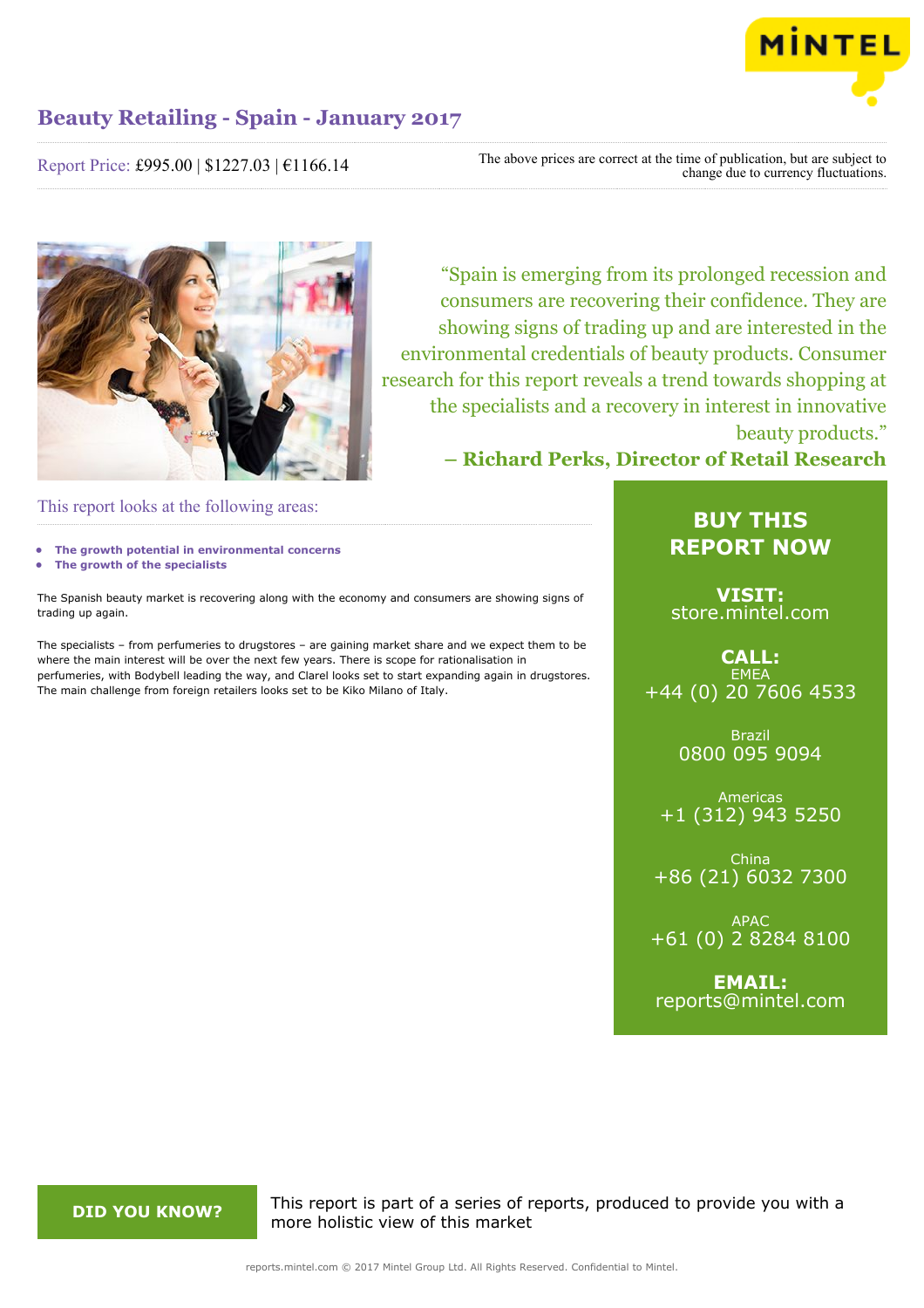# Beauty Retailing - Spain - January 2017

Report Price: £995.00 | $1227.03 | €1166.14

The above prices are correct at the time of publication, but are subject to change due to currency fluctuations.

> "Spain is emerging from its prolonged recession and consumers are recovering their confidence. They are showing signs of trading up and are interested in the environmental credentials of beauty products. Consumer research for this report reveals a trend towards shopping at the specialists and a recovery in interest in innovative beauty products."
>
> **– Richard Perks, Director of Retail Research**

## This report looks at the following areas:

- **The growth potential in environmental concerns**
- **The growth of the specialists**

The Spanish beauty market is recovering along with the economy and consumers are showing signs of trading up again.

The specialists – from perfumeries to drugstores – are gaining market share and we expect them to be where the main interest will be over the next few years. There is scope for rationalisation in perfumeries, with Bodybell leading the way, and Clarel looks set to start expanding again in drugstores. The main challenge from foreign retailers looks set to be Kiko Milano of Italy.

## BUY THIS REPORT NOW

**VISIT:**
store.mintel.com

**CALL:**

EMEA
+44 (0) 20 7606 4533

Brazil
0800 095 9094

Americas
+1 (312) 943 5250

China
+86 (21) 6032 7300

APAC
+61 (0) 2 8284 8100

**EMAIL:**
reports@mintel.com

**DID YOU KNOW?**

This report is part of a series of reports, produced to provide you with a more holistic view of this market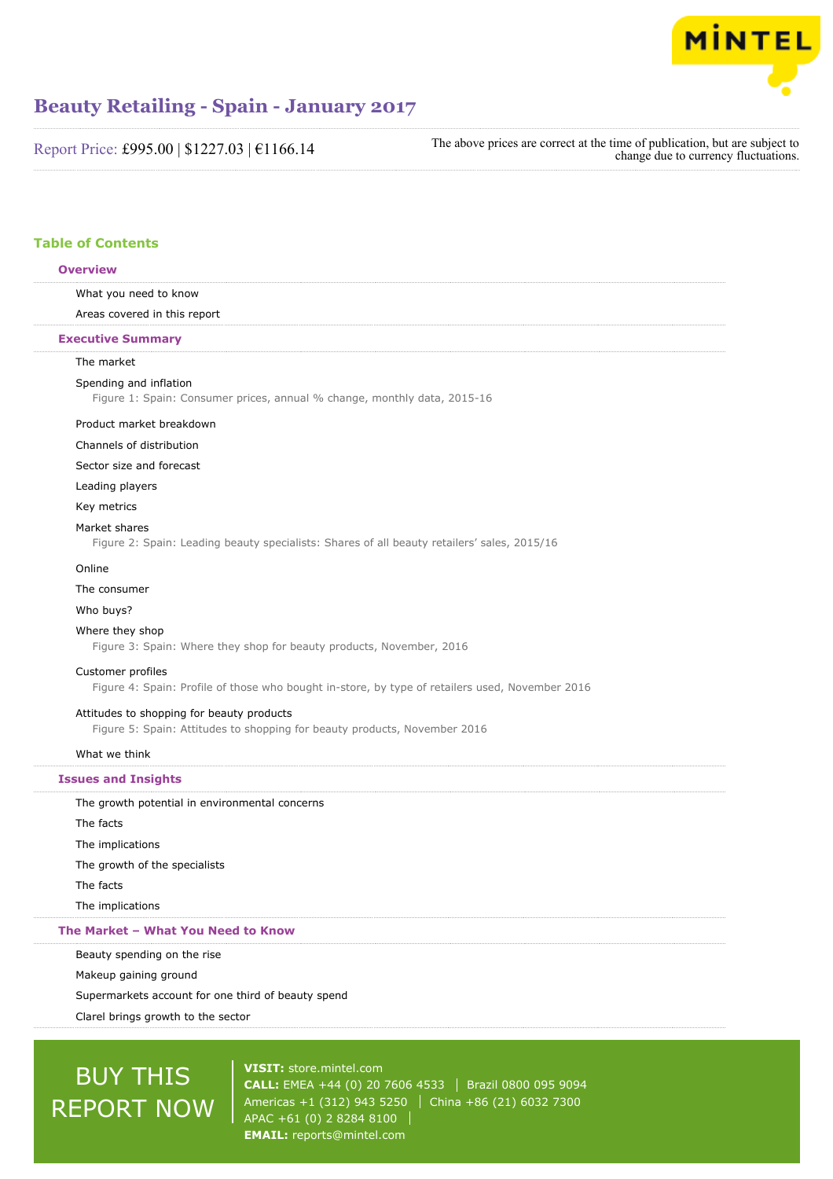# Beauty Retailing - Spain - January 2017

Report Price: £995.00 | $1227.03 | €1166.14

The above prices are correct at the time of publication, but are subject to change due to currency fluctuations.

## Table of Contents

### Overview

- What you need to know
- Areas covered in this report

### Executive Summary

- The market
- Spending and inflation
  - Figure 1: Spain: Consumer prices, annual % change, monthly data, 2015-16
- Product market breakdown
- Channels of distribution
- Sector size and forecast
- Leading players
- Key metrics
- Market shares
  - Figure 2: Spain: Leading beauty specialists: Shares of all beauty retailers' sales, 2015/16
- Online
- The consumer
- Who buys?
- Where they shop
  - Figure 3: Spain: Where they shop for beauty products, November, 2016
- Customer profiles
  - Figure 4: Spain: Profile of those who bought in-store, by type of retailers used, November 2016
- Attitudes to shopping for beauty products
  - Figure 5: Spain: Attitudes to shopping for beauty products, November 2016
- What we think

### Issues and Insights

- The growth potential in environmental concerns
- The facts
- The implications
- The growth of the specialists
- The facts
- The implications

### The Market – What You Need to Know

- Beauty spending on the rise
- Makeup gaining ground
- Supermarkets account for one third of beauty spend
- Clarel brings growth to the sector

BUY THIS REPORT NOW

**VISIT:** store.mintel.com
**CALL:** EMEA +44 (0) 20 7606 4533 | Brazil 0800 095 9094
Americas +1 (312) 943 5250 | China +86 (21) 6032 7300
APAC +61 (0) 2 8284 8100
**EMAIL:** reports@mintel.com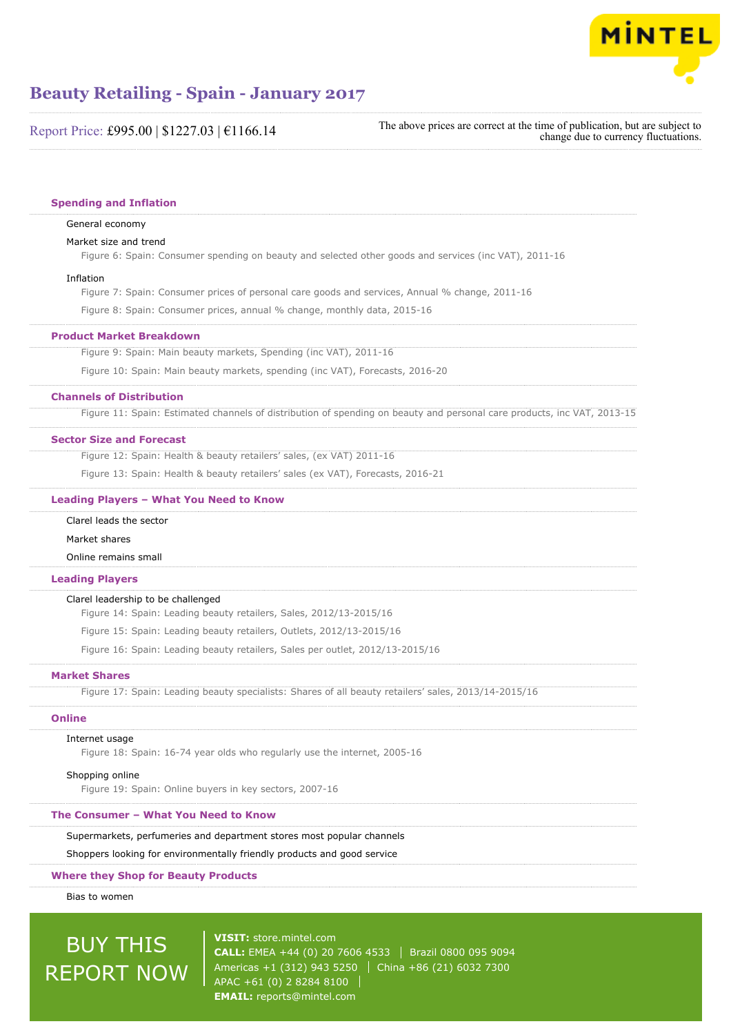# Beauty Retailing - Spain - January 2017

Report Price: £995.00 | $1227.03 | €1166.14

The above prices are correct at the time of publication, but are subject to change due to currency fluctuations.

## Spending and Inflation

General economy

Market size and trend

Figure 6: Spain: Consumer spending on beauty and selected other goods and services (inc VAT), 2011-16

Inflation

Figure 7: Spain: Consumer prices of personal care goods and services, Annual % change, 2011-16

Figure 8: Spain: Consumer prices, annual % change, monthly data, 2015-16

## Product Market Breakdown

Figure 9: Spain: Main beauty markets, Spending (inc VAT), 2011-16

Figure 10: Spain: Main beauty markets, spending (inc VAT), Forecasts, 2016-20

## Channels of Distribution

Figure 11: Spain: Estimated channels of distribution of spending on beauty and personal care products, inc VAT, 2013-15

## Sector Size and Forecast

Figure 12: Spain: Health & beauty retailers' sales, (ex VAT) 2011-16

Figure 13: Spain: Health & beauty retailers' sales (ex VAT), Forecasts, 2016-21

## Leading Players – What You Need to Know

Clarel leads the sector

Market shares

Online remains small

## Leading Players

Clarel leadership to be challenged

Figure 14: Spain: Leading beauty retailers, Sales, 2012/13-2015/16

Figure 15: Spain: Leading beauty retailers, Outlets, 2012/13-2015/16

Figure 16: Spain: Leading beauty retailers, Sales per outlet, 2012/13-2015/16

## Market Shares

Figure 17: Spain: Leading beauty specialists: Shares of all beauty retailers' sales, 2013/14-2015/16

## Online

Internet usage

Figure 18: Spain: 16-74 year olds who regularly use the internet, 2005-16

Shopping online

Figure 19: Spain: Online buyers in key sectors, 2007-16

## The Consumer – What You Need to Know

Supermarkets, perfumeries and department stores most popular channels

Shoppers looking for environmentally friendly products and good service

## Where they Shop for Beauty Products

Bias to women

BUY THIS REPORT NOW

**VISIT:** store.mintel.com
**CALL:** EMEA +44 (0) 20 7606 4533 | Brazil 0800 095 9094
Americas +1 (312) 943 5250 | China +86 (21) 6032 7300
APAC +61 (0) 2 8284 8100
**EMAIL:** reports@mintel.com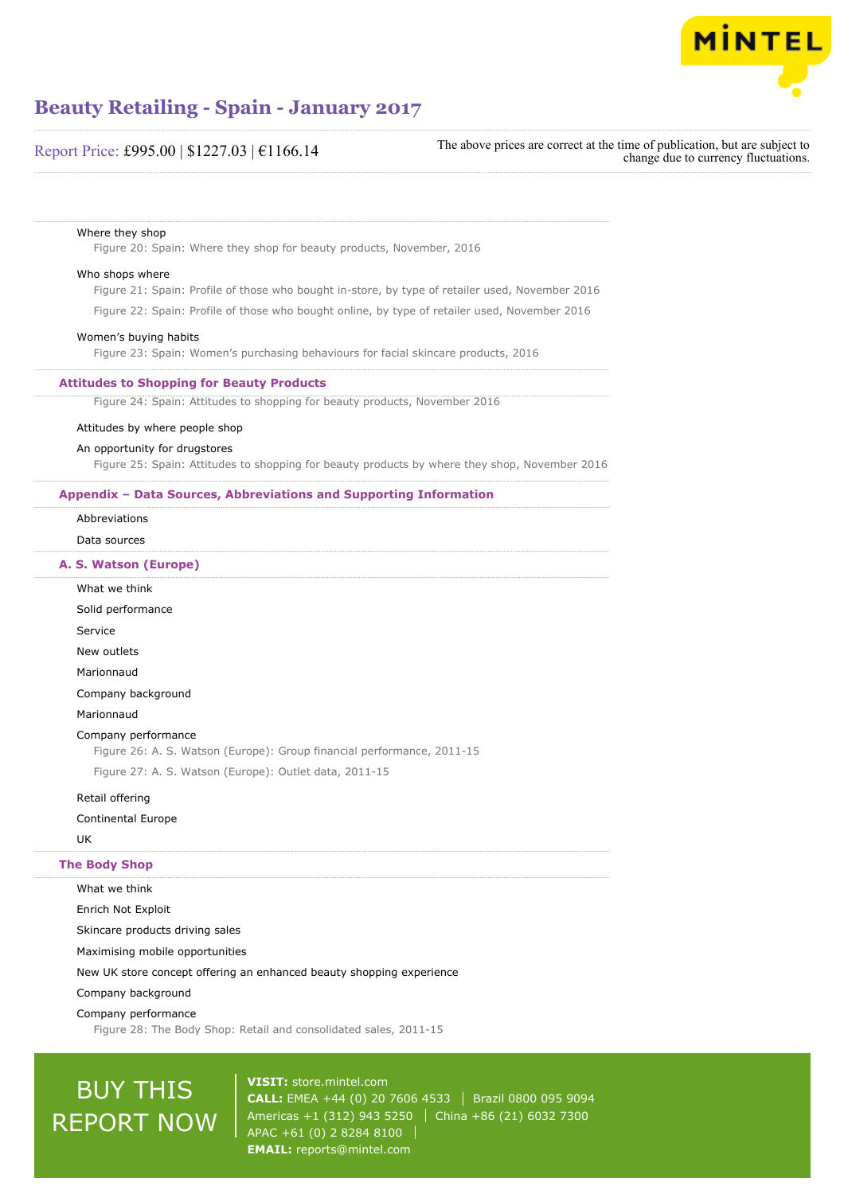Where they shop

Figure 20: Spain: Where they shop for beauty products, November, 2016

Who shops where

Figure 21: Spain: Profile of those who bought in-store, by type of retailer used, November 2016

Figure 22: Spain: Profile of those who bought online, by type of retailer used, November 2016

Women's buying habits

Figure 23: Spain: Women's purchasing behaviours for facial skincare products, 2016

## Attitudes to Shopping for Beauty Products

Figure 24: Spain: Attitudes to shopping for beauty products, November 2016

Attitudes by where people shop

An opportunity for drugstores

Figure 25: Spain: Attitudes to shopping for beauty products by where they shop, November 2016

## Appendix – Data Sources, Abbreviations and Supporting Information

Abbreviations

Data sources

## A. S. Watson (Europe)

What we think

Solid performance

Service

New outlets

Marionnaud

Company background

Marionnaud

Company performance

Figure 26: A. S. Watson (Europe): Group financial performance, 2011-15

Figure 27: A. S. Watson (Europe): Outlet data, 2011-15

Retail offering

Continental Europe

UK

## The Body Shop

What we think

Enrich Not Exploit

Skincare products driving sales

Maximising mobile opportunities

New UK store concept offering an enhanced beauty shopping experience

Company background

Company performance

Figure 28: The Body Shop: Retail and consolidated sales, 2011-15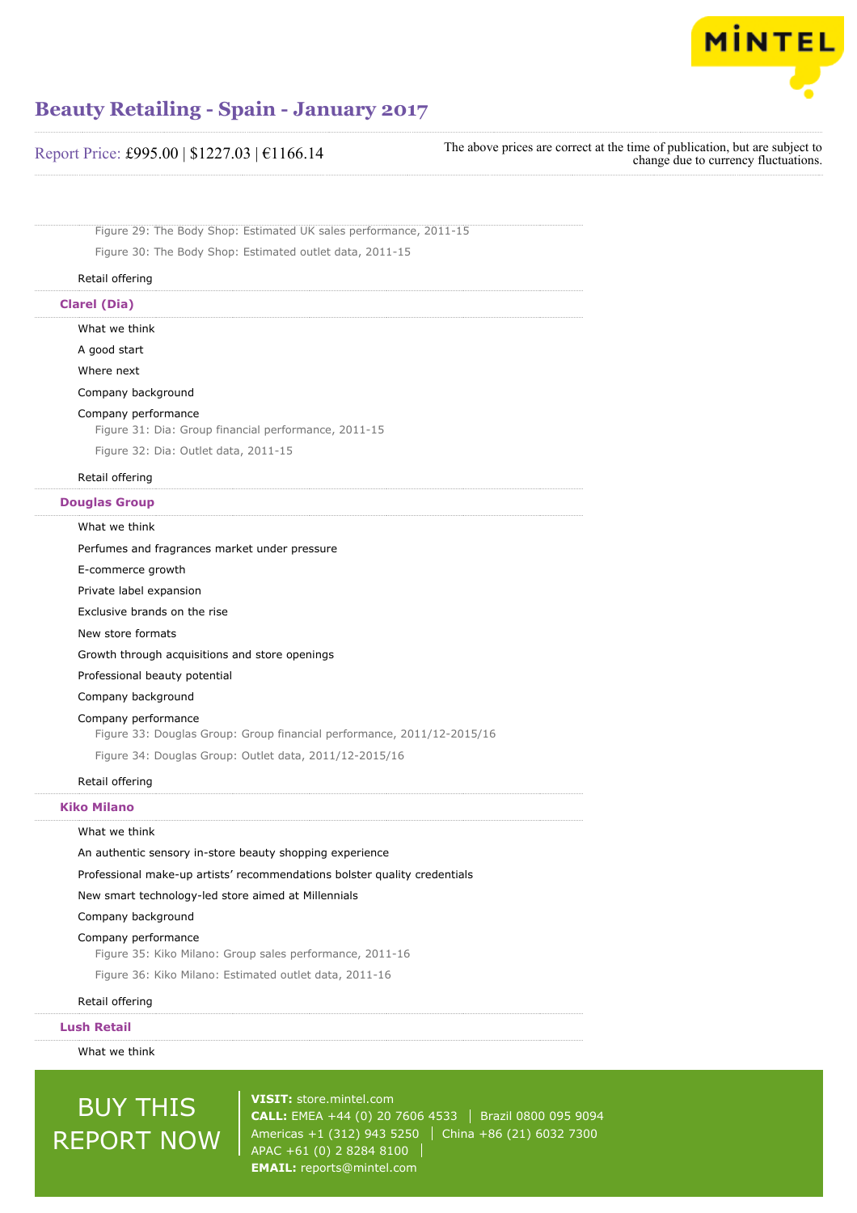Figure 29: The Body Shop: Estimated UK sales performance, 2011-15

Figure 30: The Body Shop: Estimated outlet data, 2011-15

Retail offering

## Clarel (Dia)

What we think

A good start

Where next

Company background

Company performance

Figure 31: Dia: Group financial performance, 2011-15

Figure 32: Dia: Outlet data, 2011-15

Retail offering

## Douglas Group

What we think

Perfumes and fragrances market under pressure

E-commerce growth

Private label expansion

Exclusive brands on the rise

New store formats

Growth through acquisitions and store openings

Professional beauty potential

Company background

Company performance

Figure 33: Douglas Group: Group financial performance, 2011/12-2015/16

Figure 34: Douglas Group: Outlet data, 2011/12-2015/16

Retail offering

## Kiko Milano

What we think

An authentic sensory in-store beauty shopping experience

Professional make-up artists' recommendations bolster quality credentials

New smart technology-led store aimed at Millennials

Company background

Company performance

Figure 35: Kiko Milano: Group sales performance, 2011-16

Figure 36: Kiko Milano: Estimated outlet data, 2011-16

Retail offering

## Lush Retail

What we think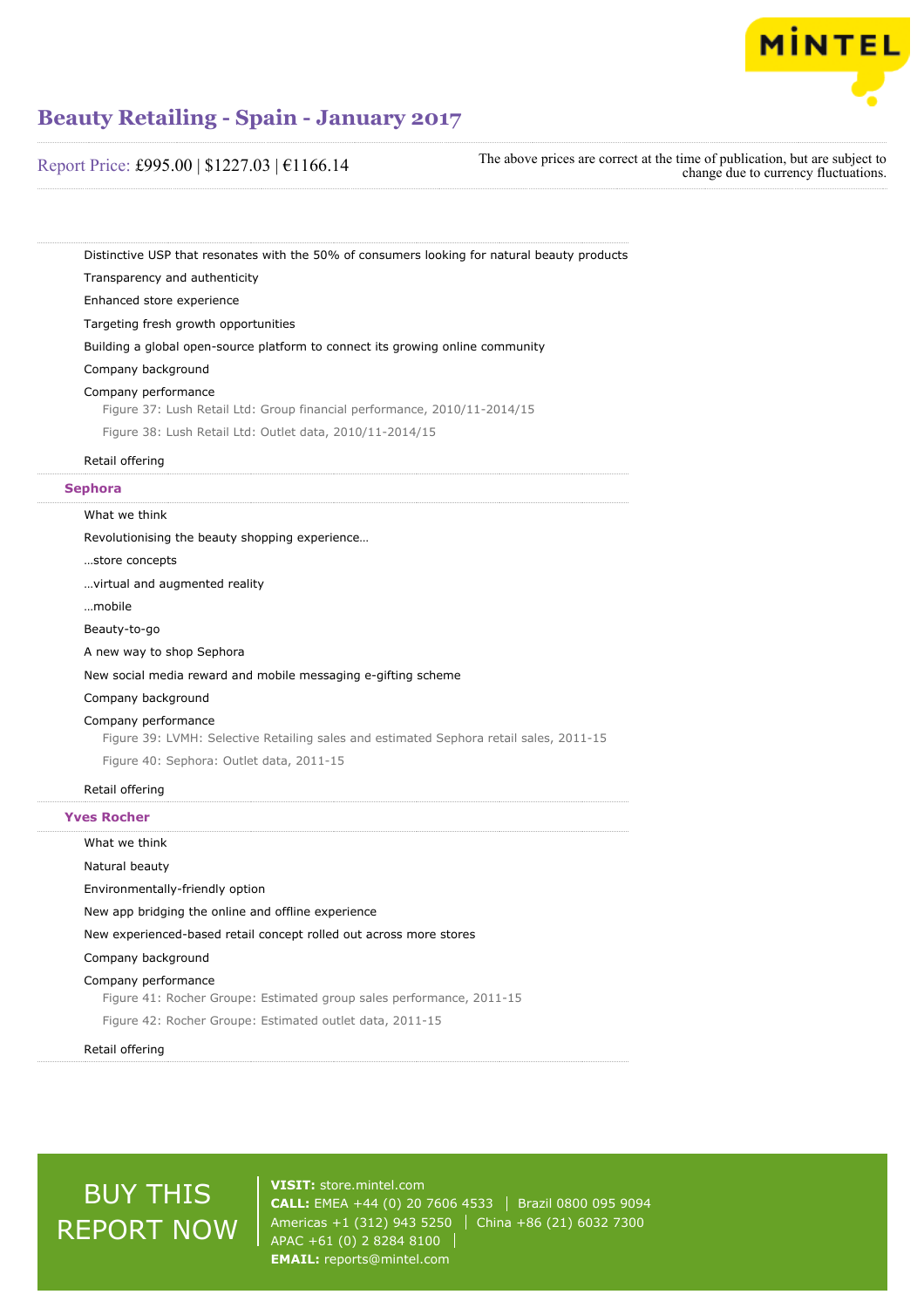Distinctive USP that resonates with the 50% of consumers looking for natural beauty products

Transparency and authenticity

Enhanced store experience

Targeting fresh growth opportunities

Building a global open-source platform to connect its growing online community

Company background

Company performance

Figure 37: Lush Retail Ltd: Group financial performance, 2010/11-2014/15

Figure 38: Lush Retail Ltd: Outlet data, 2010/11-2014/15

Retail offering

## Sephora

What we think

Revolutionising the beauty shopping experience…

…store concepts

…virtual and augmented reality

…mobile

Beauty-to-go

A new way to shop Sephora

New social media reward and mobile messaging e-gifting scheme

Company background

Company performance

Figure 39: LVMH: Selective Retailing sales and estimated Sephora retail sales, 2011-15

Figure 40: Sephora: Outlet data, 2011-15

Retail offering

## Yves Rocher

What we think

Natural beauty

Environmentally-friendly option

New app bridging the online and offline experience

New experienced-based retail concept rolled out across more stores

Company background

Company performance

Figure 41: Rocher Groupe: Estimated group sales performance, 2011-15

Figure 42: Rocher Groupe: Estimated outlet data, 2011-15

Retail offering

BUY THIS REPORT NOW

**VISIT:** store.mintel.com

**CALL:** EMEA +44 (0) 20 7606 4533 | Brazil 0800 095 9094

Americas +1 (312) 943 5250 | China +86 (21) 6032 7300

APAC +61 (0) 2 8284 8100

**EMAIL:** reports@mintel.com